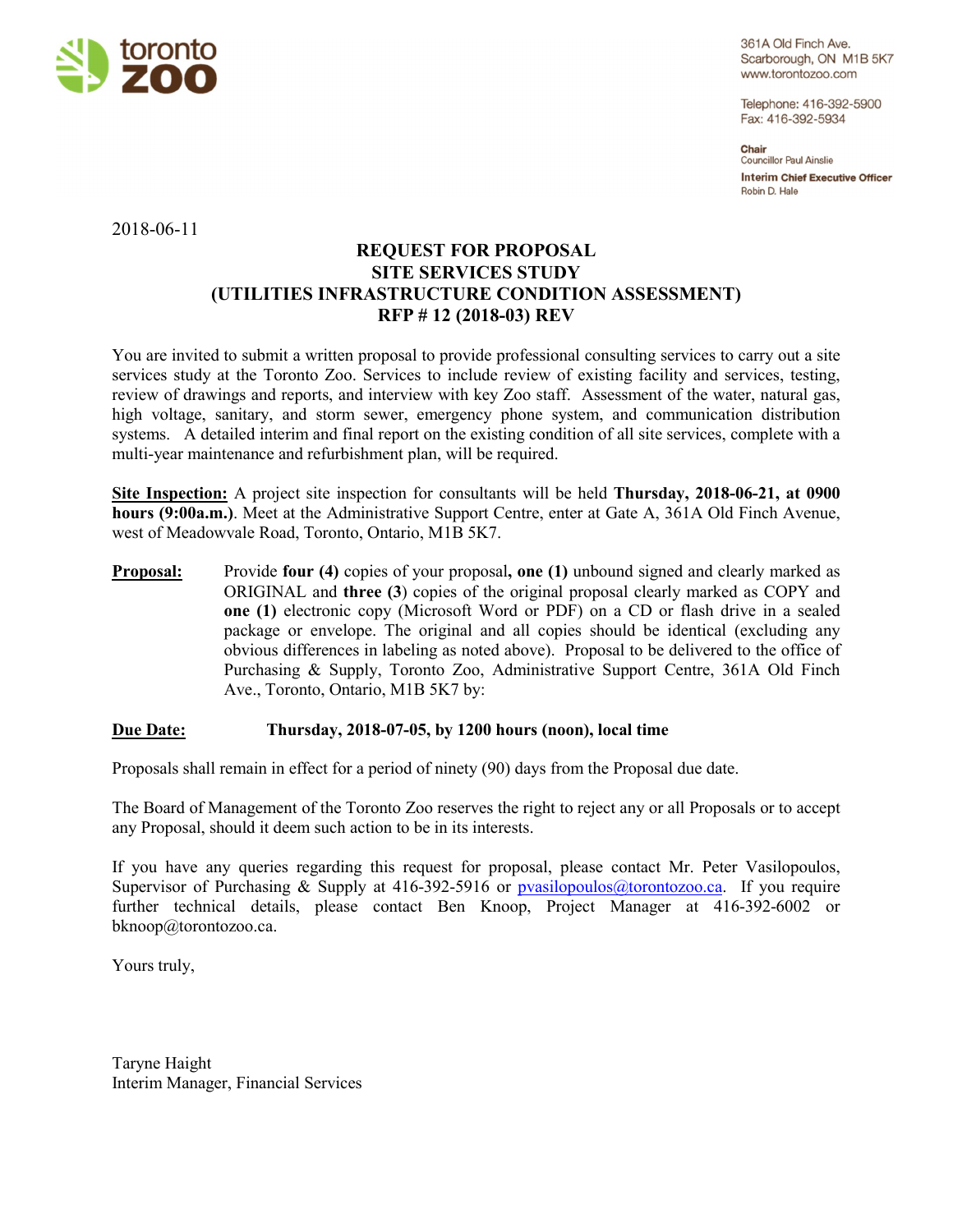toronto zoo

361A Old Finch Ave.
Scarborough, ON M1B 5K7
www.torontozoo.com

Telephone: 416-392-5900
Fax: 416-392-5934

**Chair**
Councillor Paul Ainslie

**Interim Chief Executive Officer**
Robin D. Hale

2018-06-11

# REQUEST FOR PROPOSAL
# SITE SERVICES STUDY
# (UTILITIES INFRASTRUCTURE CONDITION ASSESSMENT)
# RFP # 12 (2018-03) REV

You are invited to submit a written proposal to provide professional consulting services to carry out a site services study at the Toronto Zoo. Services to include review of existing facility and services, testing, review of drawings and reports, and interview with key Zoo staff. Assessment of the water, natural gas, high voltage, sanitary, and storm sewer, emergency phone system, and communication distribution systems. A detailed interim and final report on the existing condition of all site services, complete with a multi-year maintenance and refurbishment plan, will be required.

**Site Inspection:** A project site inspection for consultants will be held **Thursday, 2018-06-21, at 0900 hours (9:00a.m.)**. Meet at the Administrative Support Centre, enter at Gate A, 361A Old Finch Avenue, west of Meadowvale Road, Toronto, Ontario, M1B 5K7.

**Proposal:** Provide **four (4)** copies of your proposal**, one (1)** unbound signed and clearly marked as ORIGINAL and **three (3**) copies of the original proposal clearly marked as COPY and **one (1)** electronic copy (Microsoft Word or PDF) on a CD or flash drive in a sealed package or envelope. The original and all copies should be identical (excluding any obvious differences in labeling as noted above). Proposal to be delivered to the office of Purchasing & Supply, Toronto Zoo, Administrative Support Centre, 361A Old Finch Ave., Toronto, Ontario, M1B 5K7 by:

**Due Date:** **Thursday, 2018-07-05, by 1200 hours (noon), local time**

Proposals shall remain in effect for a period of ninety (90) days from the Proposal due date.

The Board of Management of the Toronto Zoo reserves the right to reject any or all Proposals or to accept any Proposal, should it deem such action to be in its interests.

If you have any queries regarding this request for proposal, please contact Mr. Peter Vasilopoulos, Supervisor of Purchasing & Supply at 416-392-5916 or pvasilopoulos@torontozoo.ca. If you require further technical details, please contact Ben Knoop, Project Manager at 416-392-6002 or bknoop@torontozoo.ca.

Yours truly,

Taryne Haight
Interim Manager, Financial Services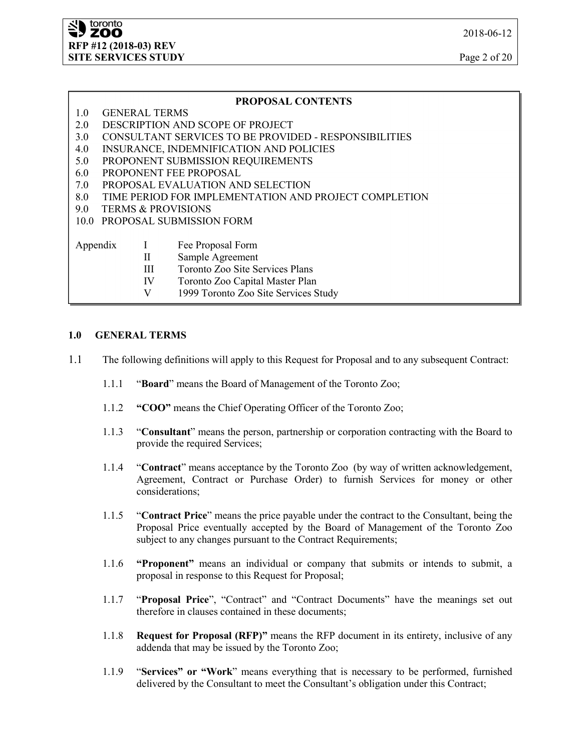**PROPOSAL CONTENTS**

1.0 GENERAL TERMS
2.0 DESCRIPTION AND SCOPE OF PROJECT
3.0 CONSULTANT SERVICES TO BE PROVIDED - RESPONSIBILITIES
4.0 INSURANCE, INDEMNIFICATION AND POLICIES
5.0 PROPONENT SUBMISSION REQUIREMENTS
6.0 PROPONENT FEE PROPOSAL
7.0 PROPOSAL EVALUATION AND SELECTION
8.0 TIME PERIOD FOR IMPLEMENTATION AND PROJECT COMPLETION
9.0 TERMS & PROVISIONS
10.0 PROPOSAL SUBMISSION FORM

Appendix
- I Fee Proposal Form
- II Sample Agreement
- III Toronto Zoo Site Services Plans
- IV Toronto Zoo Capital Master Plan
- V 1999 Toronto Zoo Site Services Study

## 1.0 GENERAL TERMS

1.1 The following definitions will apply to this Request for Proposal and to any subsequent Contract:

1.1.1 "**Board**" means the Board of Management of the Toronto Zoo;

1.1.2 **"COO"** means the Chief Operating Officer of the Toronto Zoo;

1.1.3 "**Consultant**" means the person, partnership or corporation contracting with the Board to provide the required Services;

1.1.4 "**Contract**" means acceptance by the Toronto Zoo (by way of written acknowledgement, Agreement, Contract or Purchase Order) to furnish Services for money or other considerations;

1.1.5 "**Contract Price**" means the price payable under the contract to the Consultant, being the Proposal Price eventually accepted by the Board of Management of the Toronto Zoo subject to any changes pursuant to the Contract Requirements;

1.1.6 **"Proponent"** means an individual or company that submits or intends to submit, a proposal in response to this Request for Proposal;

1.1.7 "**Proposal Price**", "Contract" and "Contract Documents" have the meanings set out therefore in clauses contained in these documents;

1.1.8 **Request for Proposal (RFP)"** means the RFP document in its entirety, inclusive of any addenda that may be issued by the Toronto Zoo;

1.1.9 "**Services" or "Work**" means everything that is necessary to be performed, furnished delivered by the Consultant to meet the Consultant's obligation under this Contract;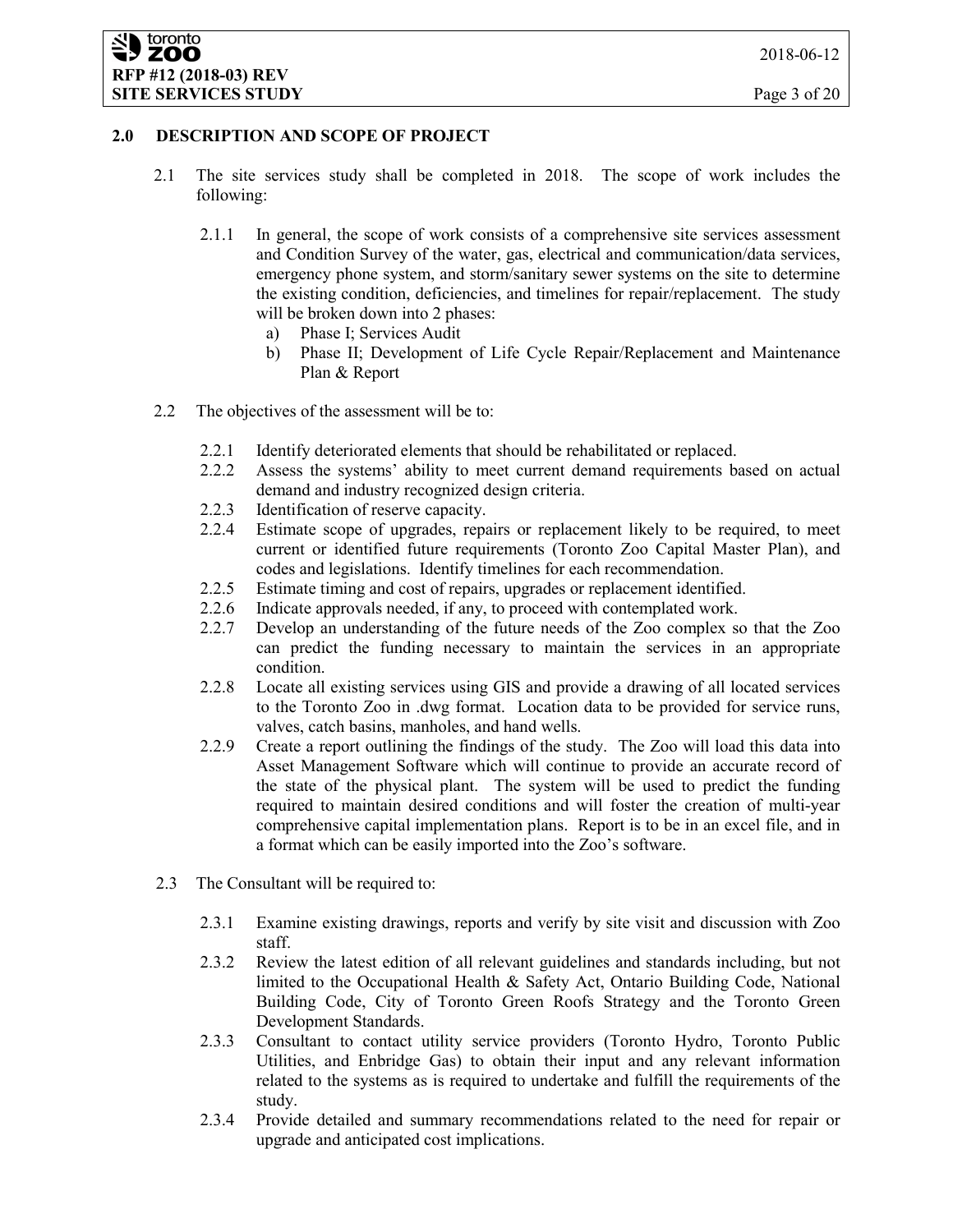## 2.0 DESCRIPTION AND SCOPE OF PROJECT

2.1 The site services study shall be completed in 2018. The scope of work includes the following:

2.1.1 In general, the scope of work consists of a comprehensive site services assessment and Condition Survey of the water, gas, electrical and communication/data services, emergency phone system, and storm/sanitary sewer systems on the site to determine the existing condition, deficiencies, and timelines for repair/replacement. The study will be broken down into 2 phases:

a) Phase I; Services Audit

b) Phase II; Development of Life Cycle Repair/Replacement and Maintenance Plan & Report

2.2 The objectives of the assessment will be to:

2.2.1 Identify deteriorated elements that should be rehabilitated or replaced.

2.2.2 Assess the systems' ability to meet current demand requirements based on actual demand and industry recognized design criteria.

2.2.3 Identification of reserve capacity.

2.2.4 Estimate scope of upgrades, repairs or replacement likely to be required, to meet current or identified future requirements (Toronto Zoo Capital Master Plan), and codes and legislations. Identify timelines for each recommendation.

2.2.5 Estimate timing and cost of repairs, upgrades or replacement identified.

2.2.6 Indicate approvals needed, if any, to proceed with contemplated work.

2.2.7 Develop an understanding of the future needs of the Zoo complex so that the Zoo can predict the funding necessary to maintain the services in an appropriate condition.

2.2.8 Locate all existing services using GIS and provide a drawing of all located services to the Toronto Zoo in .dwg format. Location data to be provided for service runs, valves, catch basins, manholes, and hand wells.

2.2.9 Create a report outlining the findings of the study. The Zoo will load this data into Asset Management Software which will continue to provide an accurate record of the state of the physical plant. The system will be used to predict the funding required to maintain desired conditions and will foster the creation of multi-year comprehensive capital implementation plans. Report is to be in an excel file, and in a format which can be easily imported into the Zoo's software.

2.3 The Consultant will be required to:

2.3.1 Examine existing drawings, reports and verify by site visit and discussion with Zoo staff.

2.3.2 Review the latest edition of all relevant guidelines and standards including, but not limited to the Occupational Health & Safety Act, Ontario Building Code, National Building Code, City of Toronto Green Roofs Strategy and the Toronto Green Development Standards.

2.3.3 Consultant to contact utility service providers (Toronto Hydro, Toronto Public Utilities, and Enbridge Gas) to obtain their input and any relevant information related to the systems as is required to undertake and fulfill the requirements of the study.

2.3.4 Provide detailed and summary recommendations related to the need for repair or upgrade and anticipated cost implications.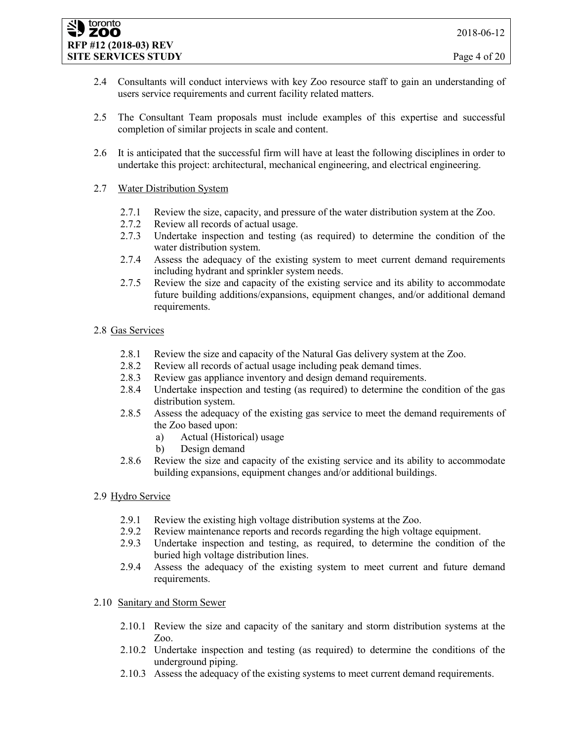2.4 Consultants will conduct interviews with key Zoo resource staff to gain an understanding of users service requirements and current facility related matters.

2.5 The Consultant Team proposals must include examples of this expertise and successful completion of similar projects in scale and content.

2.6 It is anticipated that the successful firm will have at least the following disciplines in order to undertake this project: architectural, mechanical engineering, and electrical engineering.

2.7 Water Distribution System

- 2.7.1 Review the size, capacity, and pressure of the water distribution system at the Zoo.
- 2.7.2 Review all records of actual usage.
- 2.7.3 Undertake inspection and testing (as required) to determine the condition of the water distribution system.
- 2.7.4 Assess the adequacy of the existing system to meet current demand requirements including hydrant and sprinkler system needs.
- 2.7.5 Review the size and capacity of the existing service and its ability to accommodate future building additions/expansions, equipment changes, and/or additional demand requirements.

2.8 Gas Services

- 2.8.1 Review the size and capacity of the Natural Gas delivery system at the Zoo.
- 2.8.2 Review all records of actual usage including peak demand times.
- 2.8.3 Review gas appliance inventory and design demand requirements.
- 2.8.4 Undertake inspection and testing (as required) to determine the condition of the gas distribution system.
- 2.8.5 Assess the adequacy of the existing gas service to meet the demand requirements of the Zoo based upon:
  - a) Actual (Historical) usage
  - b) Design demand
- 2.8.6 Review the size and capacity of the existing service and its ability to accommodate building expansions, equipment changes and/or additional buildings.

2.9 Hydro Service

- 2.9.1 Review the existing high voltage distribution systems at the Zoo.
- 2.9.2 Review maintenance reports and records regarding the high voltage equipment.
- 2.9.3 Undertake inspection and testing, as required, to determine the condition of the buried high voltage distribution lines.
- 2.9.4 Assess the adequacy of the existing system to meet current and future demand requirements.

2.10 Sanitary and Storm Sewer

- 2.10.1 Review the size and capacity of the sanitary and storm distribution systems at the Zoo.
- 2.10.2 Undertake inspection and testing (as required) to determine the conditions of the underground piping.
- 2.10.3 Assess the adequacy of the existing systems to meet current demand requirements.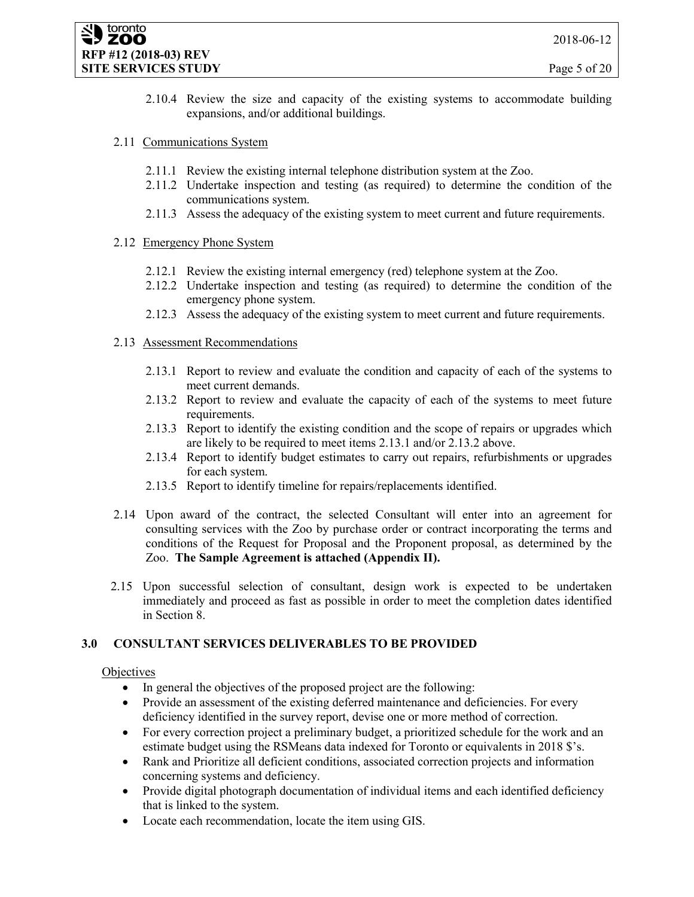2.10.4 Review the size and capacity of the existing systems to accommodate building expansions, and/or additional buildings.

2.11 Communications System

2.11.1 Review the existing internal telephone distribution system at the Zoo.
2.11.2 Undertake inspection and testing (as required) to determine the condition of the communications system.
2.11.3 Assess the adequacy of the existing system to meet current and future requirements.

2.12 Emergency Phone System

2.12.1 Review the existing internal emergency (red) telephone system at the Zoo.
2.12.2 Undertake inspection and testing (as required) to determine the condition of the emergency phone system.
2.12.3 Assess the adequacy of the existing system to meet current and future requirements.

2.13 Assessment Recommendations

2.13.1 Report to review and evaluate the condition and capacity of each of the systems to meet current demands.
2.13.2 Report to review and evaluate the capacity of each of the systems to meet future requirements.
2.13.3 Report to identify the existing condition and the scope of repairs or upgrades which are likely to be required to meet items 2.13.1 and/or 2.13.2 above.
2.13.4 Report to identify budget estimates to carry out repairs, refurbishments or upgrades for each system.
2.13.5 Report to identify timeline for repairs/replacements identified.

2.14 Upon award of the contract, the selected Consultant will enter into an agreement for consulting services with the Zoo by purchase order or contract incorporating the terms and conditions of the Request for Proposal and the Proponent proposal, as determined by the Zoo. **The Sample Agreement is attached (Appendix II).**

2.15 Upon successful selection of consultant, design work is expected to be undertaken immediately and proceed as fast as possible in order to meet the completion dates identified in Section 8.

## 3.0 CONSULTANT SERVICES DELIVERABLES TO BE PROVIDED

Objectives

- In general the objectives of the proposed project are the following:
- Provide an assessment of the existing deferred maintenance and deficiencies. For every deficiency identified in the survey report, devise one or more method of correction.
- For every correction project a preliminary budget, a prioritized schedule for the work and an estimate budget using the RSMeans data indexed for Toronto or equivalents in 2018 $'s.
- Rank and Prioritize all deficient conditions, associated correction projects and information concerning systems and deficiency.
- Provide digital photograph documentation of individual items and each identified deficiency that is linked to the system.
- Locate each recommendation, locate the item using GIS.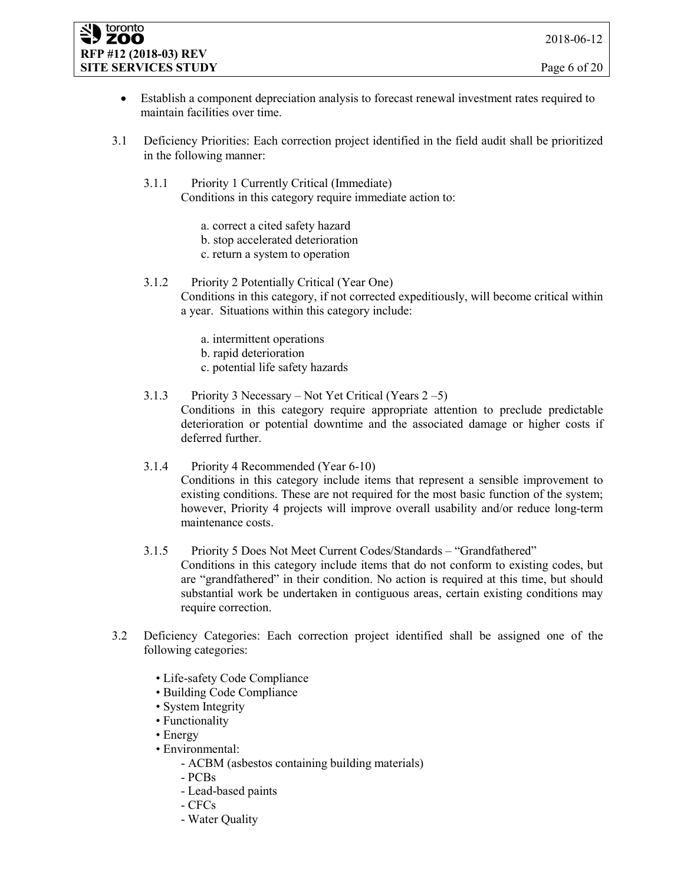- Establish a component depreciation analysis to forecast renewal investment rates required to maintain facilities over time.

3.1 Deficiency Priorities: Each correction project identified in the field audit shall be prioritized in the following manner:

3.1.1 Priority 1 Currently Critical (Immediate)
Conditions in this category require immediate action to:

a. correct a cited safety hazard
b. stop accelerated deterioration
c. return a system to operation

3.1.2 Priority 2 Potentially Critical (Year One)
Conditions in this category, if not corrected expeditiously, will become critical within a year. Situations within this category include:

a. intermittent operations
b. rapid deterioration
c. potential life safety hazards

3.1.3 Priority 3 Necessary – Not Yet Critical (Years 2 –5)
Conditions in this category require appropriate attention to preclude predictable deterioration or potential downtime and the associated damage or higher costs if deferred further.

3.1.4 Priority 4 Recommended (Year 6-10)
Conditions in this category include items that represent a sensible improvement to existing conditions. These are not required for the most basic function of the system; however, Priority 4 projects will improve overall usability and/or reduce long-term maintenance costs.

3.1.5 Priority 5 Does Not Meet Current Codes/Standards – "Grandfathered"
Conditions in this category include items that do not conform to existing codes, but are "grandfathered" in their condition. No action is required at this time, but should substantial work be undertaken in contiguous areas, certain existing conditions may require correction.

3.2 Deficiency Categories: Each correction project identified shall be assigned one of the following categories:

- Life-safety Code Compliance
- Building Code Compliance
- System Integrity
- Functionality
- Energy
- Environmental:
  - ACBM (asbestos containing building materials)
  - PCBs
  - Lead-based paints
  - CFCs
  - Water Quality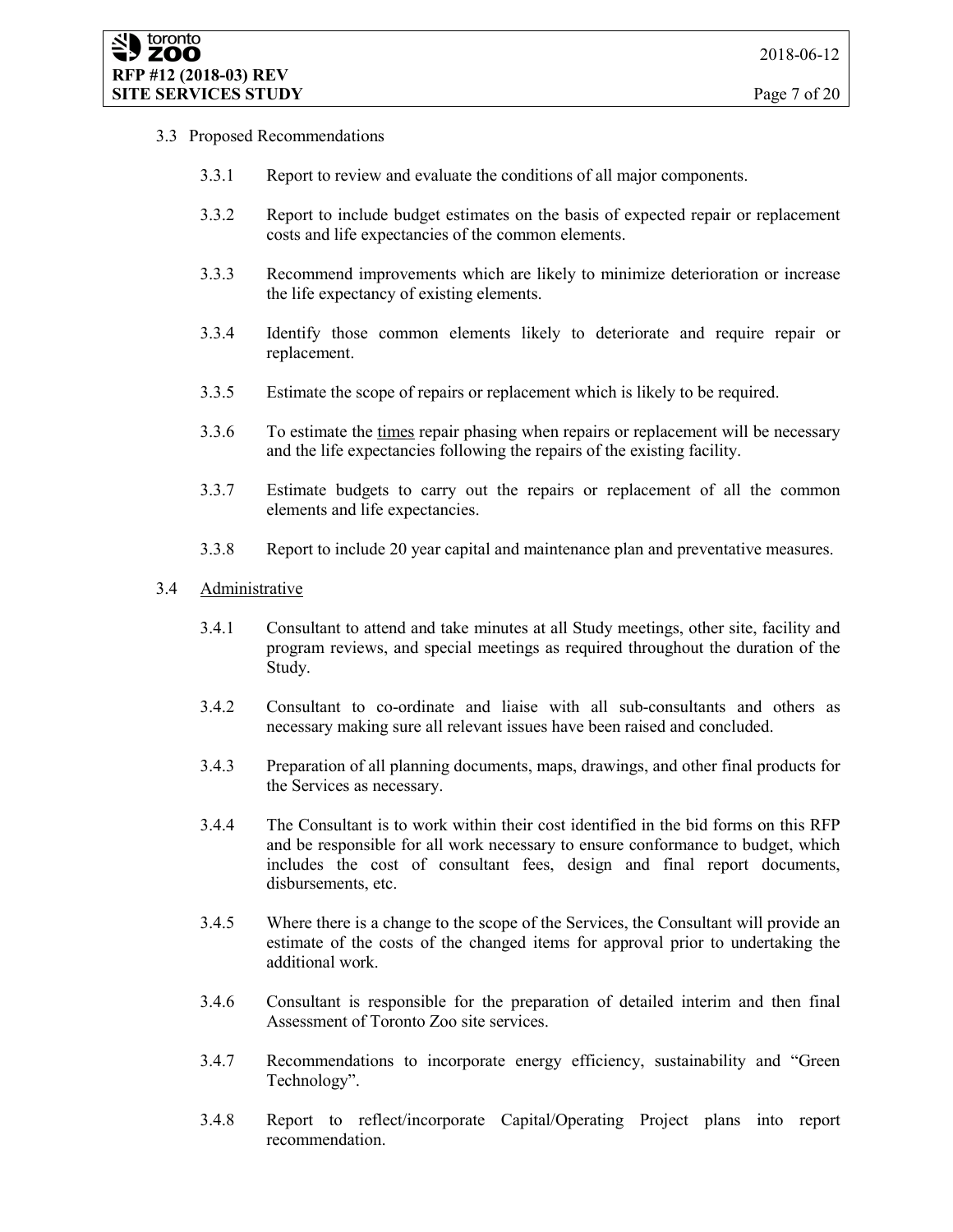3.3 Proposed Recommendations

3.3.1 Report to review and evaluate the conditions of all major components.

3.3.2 Report to include budget estimates on the basis of expected repair or replacement costs and life expectancies of the common elements.

3.3.3 Recommend improvements which are likely to minimize deterioration or increase the life expectancy of existing elements.

3.3.4 Identify those common elements likely to deteriorate and require repair or replacement.

3.3.5 Estimate the scope of repairs or replacement which is likely to be required.

3.3.6 To estimate the <u>times</u> repair phasing when repairs or replacement will be necessary and the life expectancies following the repairs of the existing facility.

3.3.7 Estimate budgets to carry out the repairs or replacement of all the common elements and life expectancies.

3.3.8 Report to include 20 year capital and maintenance plan and preventative measures.

3.4 <u>Administrative</u>

3.4.1 Consultant to attend and take minutes at all Study meetings, other site, facility and program reviews, and special meetings as required throughout the duration of the Study.

3.4.2 Consultant to co-ordinate and liaise with all sub-consultants and others as necessary making sure all relevant issues have been raised and concluded.

3.4.3 Preparation of all planning documents, maps, drawings, and other final products for the Services as necessary.

3.4.4 The Consultant is to work within their cost identified in the bid forms on this RFP and be responsible for all work necessary to ensure conformance to budget, which includes the cost of consultant fees, design and final report documents, disbursements, etc.

3.4.5 Where there is a change to the scope of the Services, the Consultant will provide an estimate of the costs of the changed items for approval prior to undertaking the additional work.

3.4.6 Consultant is responsible for the preparation of detailed interim and then final Assessment of Toronto Zoo site services.

3.4.7 Recommendations to incorporate energy efficiency, sustainability and "Green Technology".

3.4.8 Report to reflect/incorporate Capital/Operating Project plans into report recommendation.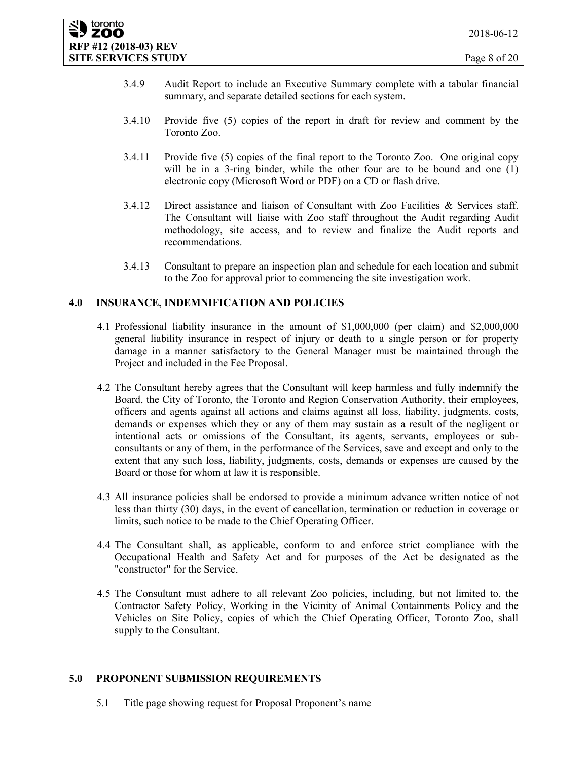3.4.9 Audit Report to include an Executive Summary complete with a tabular financial summary, and separate detailed sections for each system.

3.4.10 Provide five (5) copies of the report in draft for review and comment by the Toronto Zoo.

3.4.11 Provide five (5) copies of the final report to the Toronto Zoo. One original copy will be in a 3-ring binder, while the other four are to be bound and one (1) electronic copy (Microsoft Word or PDF) on a CD or flash drive.

3.4.12 Direct assistance and liaison of Consultant with Zoo Facilities & Services staff. The Consultant will liaise with Zoo staff throughout the Audit regarding Audit methodology, site access, and to review and finalize the Audit reports and recommendations.

3.4.13 Consultant to prepare an inspection plan and schedule for each location and submit to the Zoo for approval prior to commencing the site investigation work.

## 4.0 INSURANCE, INDEMNIFICATION AND POLICIES

4.1 Professional liability insurance in the amount of $1,000,000 (per claim) and $2,000,000 general liability insurance in respect of injury or death to a single person or for property damage in a manner satisfactory to the General Manager must be maintained through the Project and included in the Fee Proposal.

4.2 The Consultant hereby agrees that the Consultant will keep harmless and fully indemnify the Board, the City of Toronto, the Toronto and Region Conservation Authority, their employees, officers and agents against all actions and claims against all loss, liability, judgments, costs, demands or expenses which they or any of them may sustain as a result of the negligent or intentional acts or omissions of the Consultant, its agents, servants, employees or sub-consultants or any of them, in the performance of the Services, save and except and only to the extent that any such loss, liability, judgments, costs, demands or expenses are caused by the Board or those for whom at law it is responsible.

4.3 All insurance policies shall be endorsed to provide a minimum advance written notice of not less than thirty (30) days, in the event of cancellation, termination or reduction in coverage or limits, such notice to be made to the Chief Operating Officer.

4.4 The Consultant shall, as applicable, conform to and enforce strict compliance with the Occupational Health and Safety Act and for purposes of the Act be designated as the "constructor" for the Service.

4.5 The Consultant must adhere to all relevant Zoo policies, including, but not limited to, the Contractor Safety Policy, Working in the Vicinity of Animal Containments Policy and the Vehicles on Site Policy, copies of which the Chief Operating Officer, Toronto Zoo, shall supply to the Consultant.

## 5.0 PROPONENT SUBMISSION REQUIREMENTS

5.1 Title page showing request for Proposal Proponent's name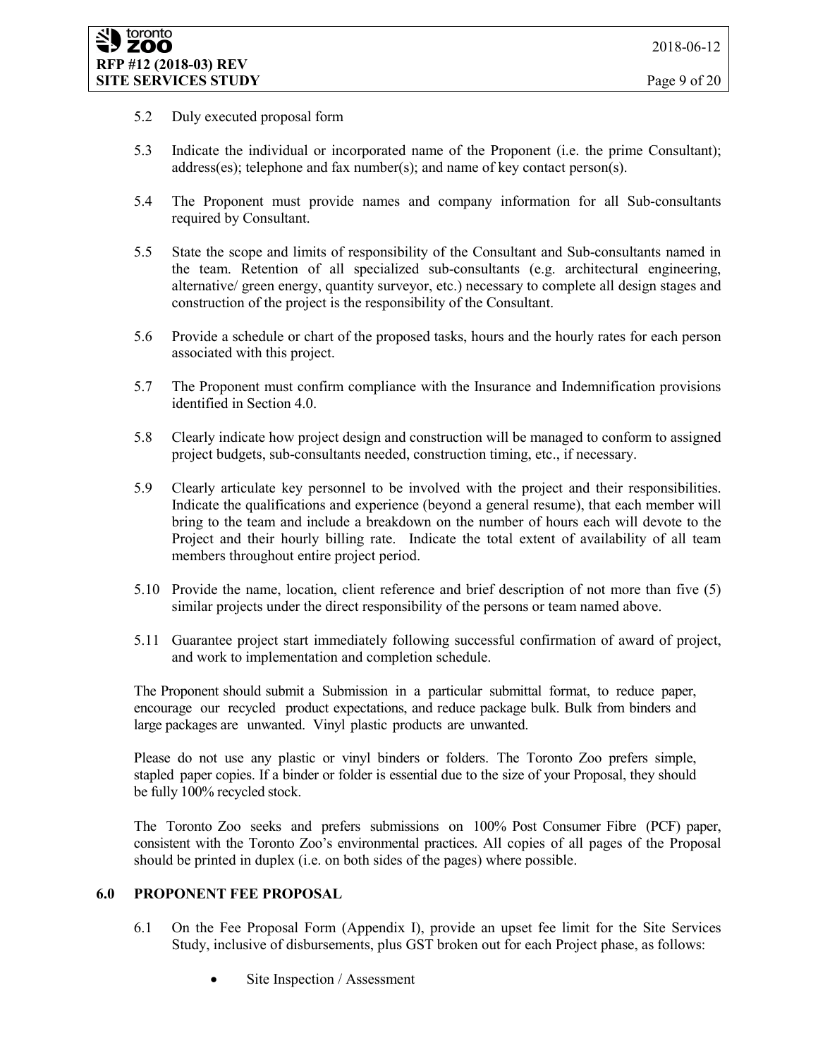5.2 Duly executed proposal form

5.3 Indicate the individual or incorporated name of the Proponent (i.e. the prime Consultant); address(es); telephone and fax number(s); and name of key contact person(s).

5.4 The Proponent must provide names and company information for all Sub-consultants required by Consultant.

5.5 State the scope and limits of responsibility of the Consultant and Sub-consultants named in the team. Retention of all specialized sub-consultants (e.g. architectural engineering, alternative/ green energy, quantity surveyor, etc.) necessary to complete all design stages and construction of the project is the responsibility of the Consultant.

5.6 Provide a schedule or chart of the proposed tasks, hours and the hourly rates for each person associated with this project.

5.7 The Proponent must confirm compliance with the Insurance and Indemnification provisions identified in Section 4.0.

5.8 Clearly indicate how project design and construction will be managed to conform to assigned project budgets, sub-consultants needed, construction timing, etc., if necessary.

5.9 Clearly articulate key personnel to be involved with the project and their responsibilities. Indicate the qualifications and experience (beyond a general resume), that each member will bring to the team and include a breakdown on the number of hours each will devote to the Project and their hourly billing rate. Indicate the total extent of availability of all team members throughout entire project period.

5.10 Provide the name, location, client reference and brief description of not more than five (5) similar projects under the direct responsibility of the persons or team named above.

5.11 Guarantee project start immediately following successful confirmation of award of project, and work to implementation and completion schedule.

The Proponent should submit a Submission in a particular submittal format, to reduce paper, encourage our recycled product expectations, and reduce package bulk. Bulk from binders and large packages are unwanted. Vinyl plastic products are unwanted.

Please do not use any plastic or vinyl binders or folders. The Toronto Zoo prefers simple, stapled paper copies. If a binder or folder is essential due to the size of your Proposal, they should be fully 100% recycled stock.

The Toronto Zoo seeks and prefers submissions on 100% Post Consumer Fibre (PCF) paper, consistent with the Toronto Zoo's environmental practices. All copies of all pages of the Proposal should be printed in duplex (i.e. on both sides of the pages) where possible.

## 6.0 PROPONENT FEE PROPOSAL

6.1 On the Fee Proposal Form (Appendix I), provide an upset fee limit for the Site Services Study, inclusive of disbursements, plus GST broken out for each Project phase, as follows:

- Site Inspection / Assessment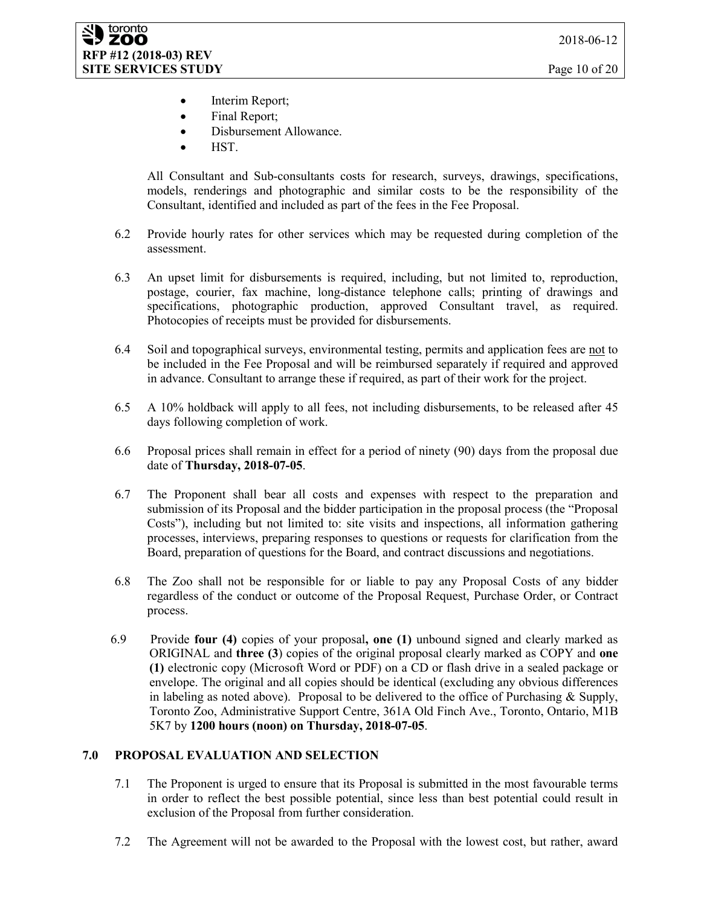- Interim Report;
- Final Report;
- Disbursement Allowance.
- HST.

All Consultant and Sub-consultants costs for research, surveys, drawings, specifications, models, renderings and photographic and similar costs to be the responsibility of the Consultant, identified and included as part of the fees in the Fee Proposal.

6.2 Provide hourly rates for other services which may be requested during completion of the assessment.

6.3 An upset limit for disbursements is required, including, but not limited to, reproduction, postage, courier, fax machine, long-distance telephone calls; printing of drawings and specifications, photographic production, approved Consultant travel, as required. Photocopies of receipts must be provided for disbursements.

6.4 Soil and topographical surveys, environmental testing, permits and application fees are not to be included in the Fee Proposal and will be reimbursed separately if required and approved in advance. Consultant to arrange these if required, as part of their work for the project.

6.5 A 10% holdback will apply to all fees, not including disbursements, to be released after 45 days following completion of work.

6.6 Proposal prices shall remain in effect for a period of ninety (90) days from the proposal due date of **Thursday, 2018-07-05**.

6.7 The Proponent shall bear all costs and expenses with respect to the preparation and submission of its Proposal and the bidder participation in the proposal process (the "Proposal Costs"), including but not limited to: site visits and inspections, all information gathering processes, interviews, preparing responses to questions or requests for clarification from the Board, preparation of questions for the Board, and contract discussions and negotiations.

6.8 The Zoo shall not be responsible for or liable to pay any Proposal Costs of any bidder regardless of the conduct or outcome of the Proposal Request, Purchase Order, or Contract process.

6.9 Provide **four (4)** copies of your proposal**, one (1)** unbound signed and clearly marked as ORIGINAL and **three (3**) copies of the original proposal clearly marked as COPY and **one (1)** electronic copy (Microsoft Word or PDF) on a CD or flash drive in a sealed package or envelope. The original and all copies should be identical (excluding any obvious differences in labeling as noted above). Proposal to be delivered to the office of Purchasing & Supply, Toronto Zoo, Administrative Support Centre, 361A Old Finch Ave., Toronto, Ontario, M1B 5K7 by **1200 hours (noon) on Thursday, 2018-07-05**.

## 7.0 PROPOSAL EVALUATION AND SELECTION

7.1 The Proponent is urged to ensure that its Proposal is submitted in the most favourable terms in order to reflect the best possible potential, since less than best potential could result in exclusion of the Proposal from further consideration.

7.2 The Agreement will not be awarded to the Proposal with the lowest cost, but rather, award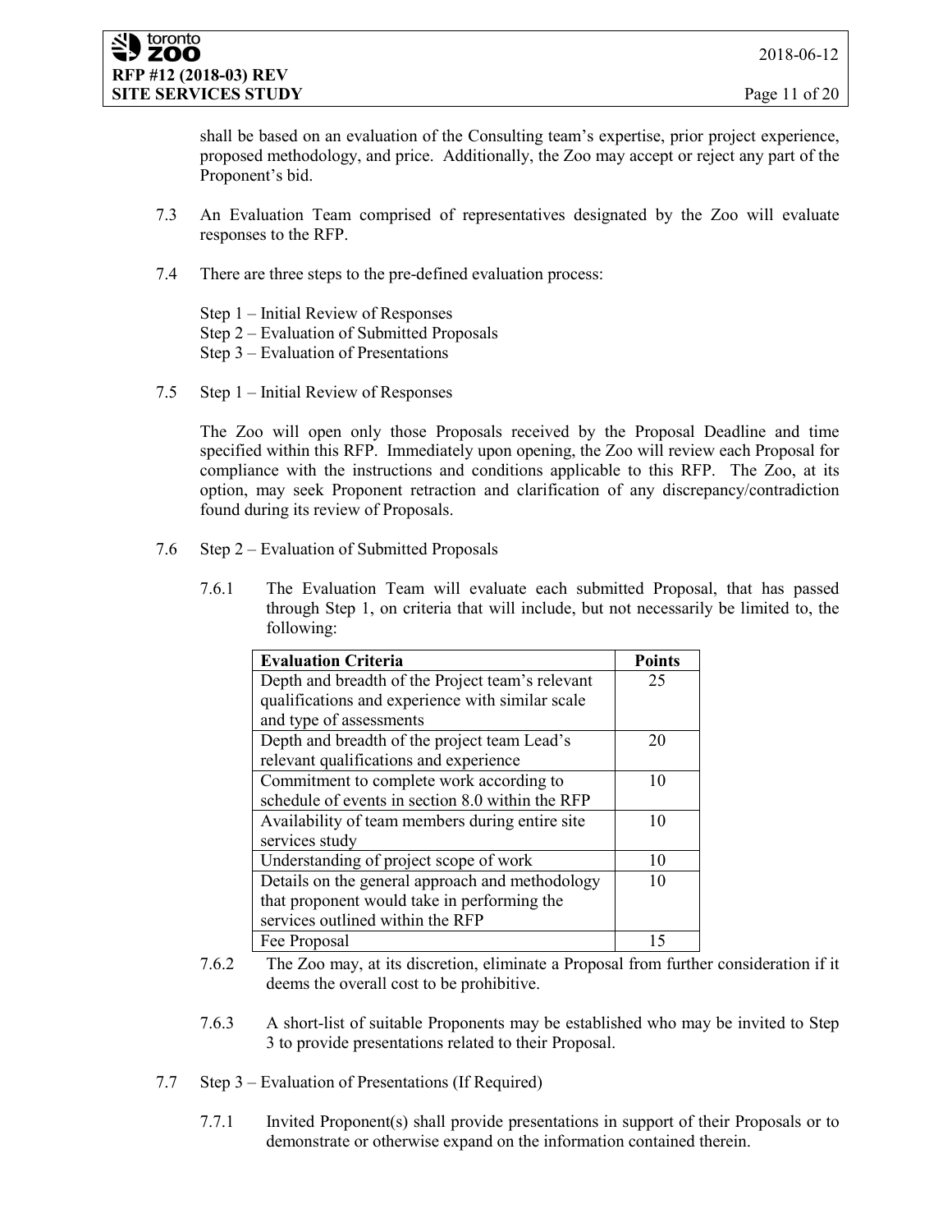shall be based on an evaluation of the Consulting team's expertise, prior project experience, proposed methodology, and price. Additionally, the Zoo may accept or reject any part of the Proponent's bid.

7.3 An Evaluation Team comprised of representatives designated by the Zoo will evaluate responses to the RFP.

7.4 There are three steps to the pre-defined evaluation process:

Step 1 – Initial Review of Responses
Step 2 – Evaluation of Submitted Proposals
Step 3 – Evaluation of Presentations

7.5 Step 1 – Initial Review of Responses

The Zoo will open only those Proposals received by the Proposal Deadline and time specified within this RFP. Immediately upon opening, the Zoo will review each Proposal for compliance with the instructions and conditions applicable to this RFP. The Zoo, at its option, may seek Proponent retraction and clarification of any discrepancy/contradiction found during its review of Proposals.

7.6 Step 2 – Evaluation of Submitted Proposals

7.6.1 The Evaluation Team will evaluate each submitted Proposal, that has passed through Step 1, on criteria that will include, but not necessarily be limited to, the following:

| Evaluation Criteria | Points |
|---|---|
| Depth and breadth of the Project team's relevant qualifications and experience with similar scale and type of assessments | 25 |
| Depth and breadth of the project team Lead's relevant qualifications and experience | 20 |
| Commitment to complete work according to schedule of events in section 8.0 within the RFP | 10 |
| Availability of team members during entire site services study | 10 |
| Understanding of project scope of work | 10 |
| Details on the general approach and methodology that proponent would take in performing the services outlined within the RFP | 10 |
| Fee Proposal | 15 |

7.6.2 The Zoo may, at its discretion, eliminate a Proposal from further consideration if it deems the overall cost to be prohibitive.

7.6.3 A short-list of suitable Proponents may be established who may be invited to Step 3 to provide presentations related to their Proposal.

7.7 Step 3 – Evaluation of Presentations (If Required)

7.7.1 Invited Proponent(s) shall provide presentations in support of their Proposals or to demonstrate or otherwise expand on the information contained therein.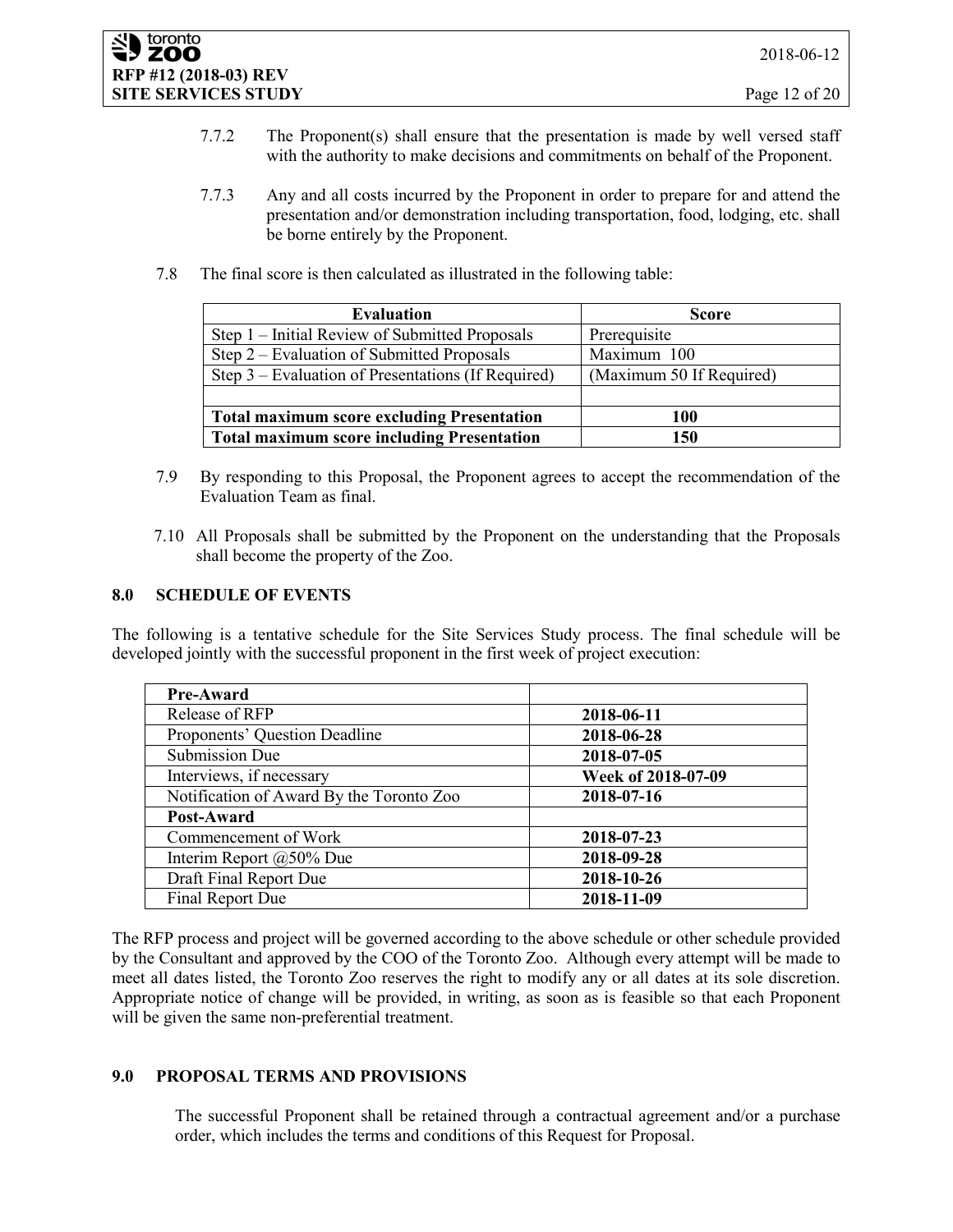7.7.2 The Proponent(s) shall ensure that the presentation is made by well versed staff with the authority to make decisions and commitments on behalf of the Proponent.

7.7.3 Any and all costs incurred by the Proponent in order to prepare for and attend the presentation and/or demonstration including transportation, food, lodging, etc. shall be borne entirely by the Proponent.

7.8 The final score is then calculated as illustrated in the following table:

| Evaluation | Score |
|---|---|
| Step 1 – Initial Review of Submitted Proposals | Prerequisite |
| Step 2 – Evaluation of Submitted Proposals | Maximum 100 |
| Step 3 – Evaluation of Presentations (If Required) | (Maximum 50 If Required) |
| | |
| **Total maximum score excluding Presentation** | **100** |
| **Total maximum score including Presentation** | **150** |

7.9 By responding to this Proposal, the Proponent agrees to accept the recommendation of the Evaluation Team as final.

7.10 All Proposals shall be submitted by the Proponent on the understanding that the Proposals shall become the property of the Zoo.

## 8.0 SCHEDULE OF EVENTS

The following is a tentative schedule for the Site Services Study process. The final schedule will be developed jointly with the successful proponent in the first week of project execution:

| **Pre-Award** | |
|---|---|
| Release of RFP | **2018-06-11** |
| Proponents' Question Deadline | **2018-06-28** |
| Submission Due | **2018-07-05** |
| Interviews, if necessary | **Week of 2018-07-09** |
| Notification of Award By the Toronto Zoo | **2018-07-16** |
| **Post-Award** | |
| Commencement of Work | **2018-07-23** |
| Interim Report @50% Due | **2018-09-28** |
| Draft Final Report Due | **2018-10-26** |
| Final Report Due | **2018-11-09** |

The RFP process and project will be governed according to the above schedule or other schedule provided by the Consultant and approved by the COO of the Toronto Zoo. Although every attempt will be made to meet all dates listed, the Toronto Zoo reserves the right to modify any or all dates at its sole discretion. Appropriate notice of change will be provided, in writing, as soon as is feasible so that each Proponent will be given the same non-preferential treatment.

## 9.0 PROPOSAL TERMS AND PROVISIONS

The successful Proponent shall be retained through a contractual agreement and/or a purchase order, which includes the terms and conditions of this Request for Proposal.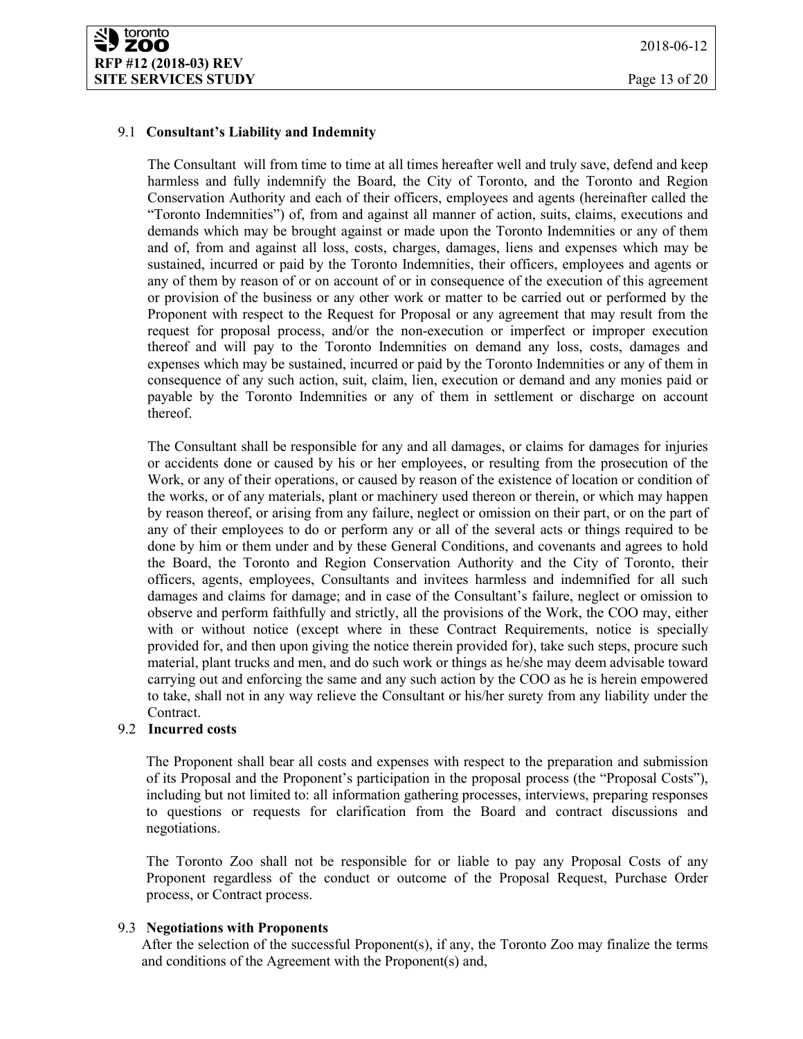### 9.1 **Consultant's Liability and Indemnity**

The Consultant will from time to time at all times hereafter well and truly save, defend and keep harmless and fully indemnify the Board, the City of Toronto, and the Toronto and Region Conservation Authority and each of their officers, employees and agents (hereinafter called the "Toronto Indemnities") of, from and against all manner of action, suits, claims, executions and demands which may be brought against or made upon the Toronto Indemnities or any of them and of, from and against all loss, costs, charges, damages, liens and expenses which may be sustained, incurred or paid by the Toronto Indemnities, their officers, employees and agents or any of them by reason of or on account of or in consequence of the execution of this agreement or provision of the business or any other work or matter to be carried out or performed by the Proponent with respect to the Request for Proposal or any agreement that may result from the request for proposal process, and/or the non-execution or imperfect or improper execution thereof and will pay to the Toronto Indemnities on demand any loss, costs, damages and expenses which may be sustained, incurred or paid by the Toronto Indemnities or any of them in consequence of any such action, suit, claim, lien, execution or demand and any monies paid or payable by the Toronto Indemnities or any of them in settlement or discharge on account thereof.

The Consultant shall be responsible for any and all damages, or claims for damages for injuries or accidents done or caused by his or her employees, or resulting from the prosecution of the Work, or any of their operations, or caused by reason of the existence of location or condition of the works, or of any materials, plant or machinery used thereon or therein, or which may happen by reason thereof, or arising from any failure, neglect or omission on their part, or on the part of any of their employees to do or perform any or all of the several acts or things required to be done by him or them under and by these General Conditions, and covenants and agrees to hold the Board, the Toronto and Region Conservation Authority and the City of Toronto, their officers, agents, employees, Consultants and invitees harmless and indemnified for all such damages and claims for damage; and in case of the Consultant's failure, neglect or omission to observe and perform faithfully and strictly, all the provisions of the Work, the COO may, either with or without notice (except where in these Contract Requirements, notice is specially provided for, and then upon giving the notice therein provided for), take such steps, procure such material, plant trucks and men, and do such work or things as he/she may deem advisable toward carrying out and enforcing the same and any such action by the COO as he is herein empowered to take, shall not in any way relieve the Consultant or his/her surety from any liability under the Contract.

### 9.2 **Incurred costs**

The Proponent shall bear all costs and expenses with respect to the preparation and submission of its Proposal and the Proponent's participation in the proposal process (the "Proposal Costs"), including but not limited to: all information gathering processes, interviews, preparing responses to questions or requests for clarification from the Board and contract discussions and negotiations.

The Toronto Zoo shall not be responsible for or liable to pay any Proposal Costs of any Proponent regardless of the conduct or outcome of the Proposal Request, Purchase Order process, or Contract process.

### 9.3 **Negotiations with Proponents**

After the selection of the successful Proponent(s), if any, the Toronto Zoo may finalize the terms and conditions of the Agreement with the Proponent(s) and,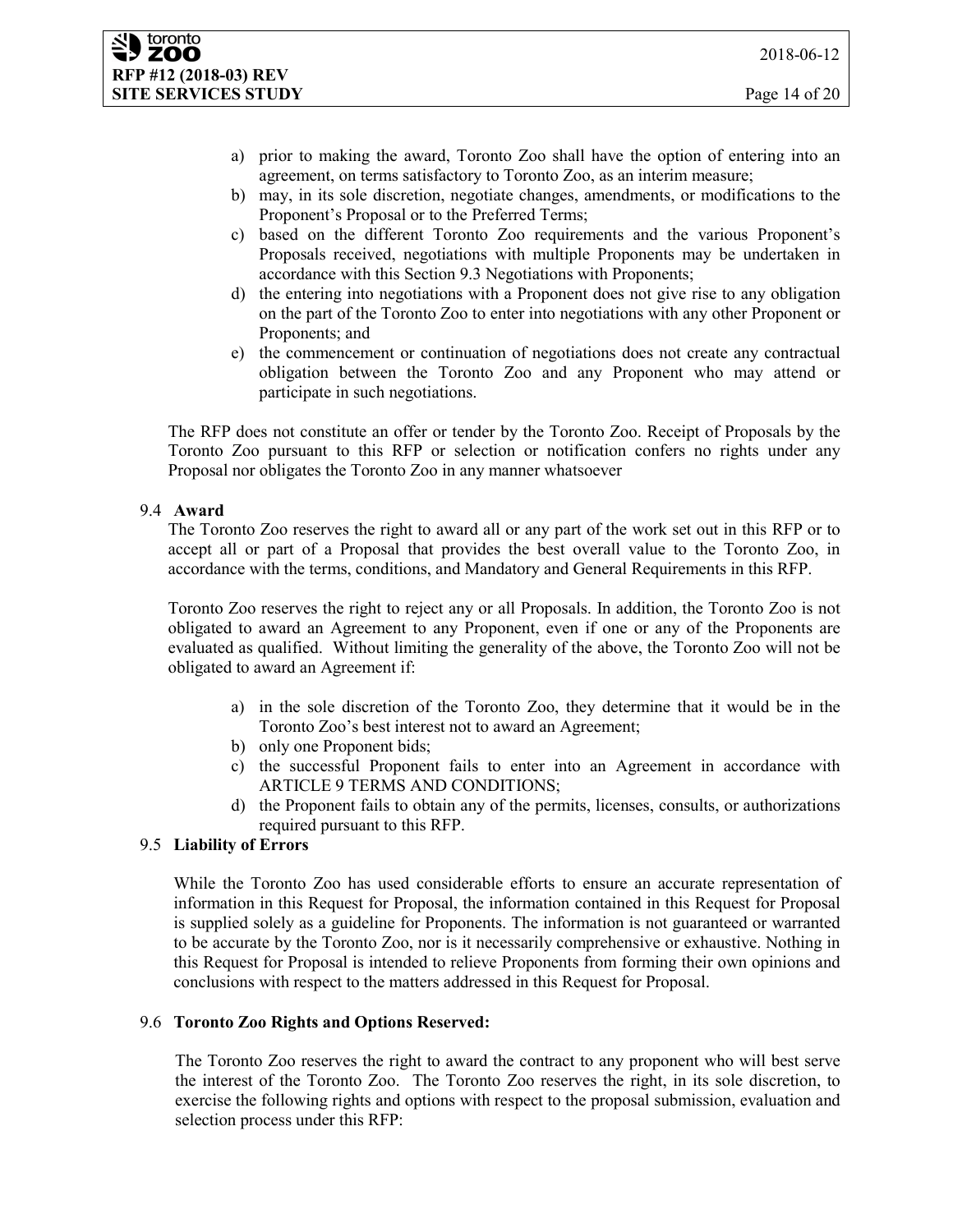a) prior to making the award, Toronto Zoo shall have the option of entering into an agreement, on terms satisfactory to Toronto Zoo, as an interim measure;
b) may, in its sole discretion, negotiate changes, amendments, or modifications to the Proponent's Proposal or to the Preferred Terms;
c) based on the different Toronto Zoo requirements and the various Proponent's Proposals received, negotiations with multiple Proponents may be undertaken in accordance with this Section 9.3 Negotiations with Proponents;
d) the entering into negotiations with a Proponent does not give rise to any obligation on the part of the Toronto Zoo to enter into negotiations with any other Proponent or Proponents; and
e) the commencement or continuation of negotiations does not create any contractual obligation between the Toronto Zoo and any Proponent who may attend or participate in such negotiations.

The RFP does not constitute an offer or tender by the Toronto Zoo. Receipt of Proposals by the Toronto Zoo pursuant to this RFP or selection or notification confers no rights under any Proposal nor obligates the Toronto Zoo in any manner whatsoever

### 9.4 Award

The Toronto Zoo reserves the right to award all or any part of the work set out in this RFP or to accept all or part of a Proposal that provides the best overall value to the Toronto Zoo, in accordance with the terms, conditions, and Mandatory and General Requirements in this RFP.

Toronto Zoo reserves the right to reject any or all Proposals. In addition, the Toronto Zoo is not obligated to award an Agreement to any Proponent, even if one or any of the Proponents are evaluated as qualified. Without limiting the generality of the above, the Toronto Zoo will not be obligated to award an Agreement if:

a) in the sole discretion of the Toronto Zoo, they determine that it would be in the Toronto Zoo's best interest not to award an Agreement;
b) only one Proponent bids;
c) the successful Proponent fails to enter into an Agreement in accordance with ARTICLE 9 TERMS AND CONDITIONS;
d) the Proponent fails to obtain any of the permits, licenses, consults, or authorizations required pursuant to this RFP.

### 9.5 Liability of Errors

While the Toronto Zoo has used considerable efforts to ensure an accurate representation of information in this Request for Proposal, the information contained in this Request for Proposal is supplied solely as a guideline for Proponents. The information is not guaranteed or warranted to be accurate by the Toronto Zoo, nor is it necessarily comprehensive or exhaustive. Nothing in this Request for Proposal is intended to relieve Proponents from forming their own opinions and conclusions with respect to the matters addressed in this Request for Proposal.

### 9.6 Toronto Zoo Rights and Options Reserved:

The Toronto Zoo reserves the right to award the contract to any proponent who will best serve the interest of the Toronto Zoo. The Toronto Zoo reserves the right, in its sole discretion, to exercise the following rights and options with respect to the proposal submission, evaluation and selection process under this RFP: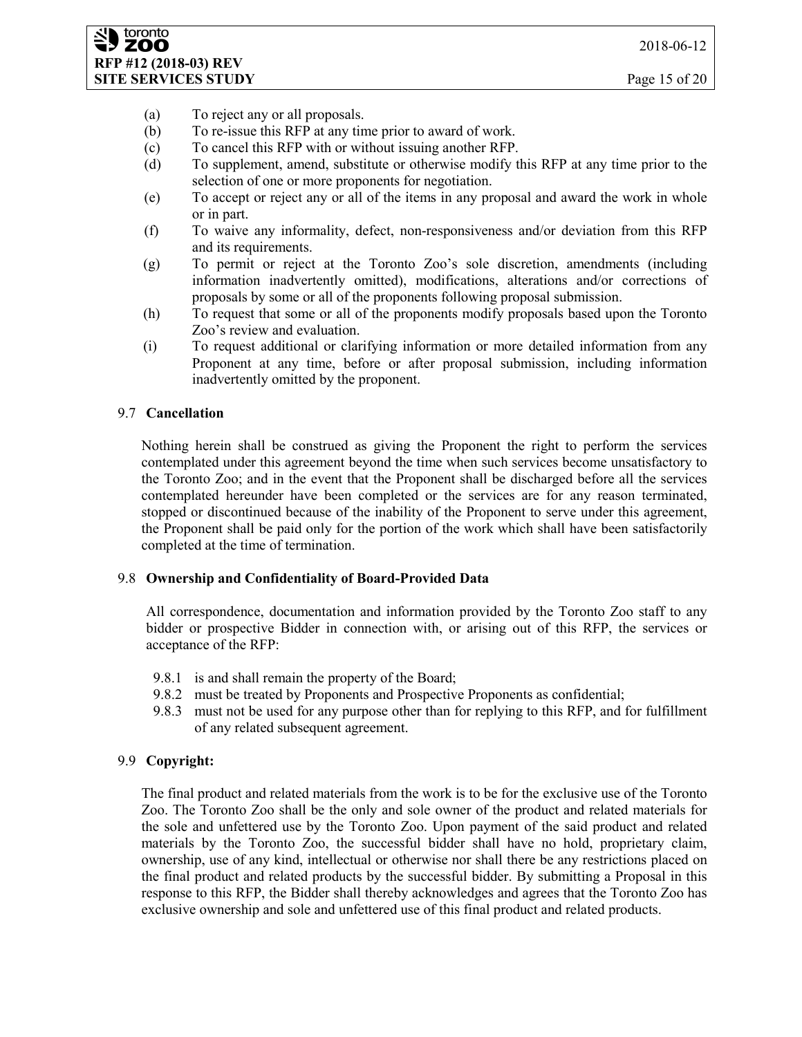(a) To reject any or all proposals.
(b) To re-issue this RFP at any time prior to award of work.
(c) To cancel this RFP with or without issuing another RFP.
(d) To supplement, amend, substitute or otherwise modify this RFP at any time prior to the selection of one or more proponents for negotiation.
(e) To accept or reject any or all of the items in any proposal and award the work in whole or in part.
(f) To waive any informality, defect, non-responsiveness and/or deviation from this RFP and its requirements.
(g) To permit or reject at the Toronto Zoo's sole discretion, amendments (including information inadvertently omitted), modifications, alterations and/or corrections of proposals by some or all of the proponents following proposal submission.
(h) To request that some or all of the proponents modify proposals based upon the Toronto Zoo's review and evaluation.
(i) To request additional or clarifying information or more detailed information from any Proponent at any time, before or after proposal submission, including information inadvertently omitted by the proponent.

### 9.7 Cancellation

Nothing herein shall be construed as giving the Proponent the right to perform the services contemplated under this agreement beyond the time when such services become unsatisfactory to the Toronto Zoo; and in the event that the Proponent shall be discharged before all the services contemplated hereunder have been completed or the services are for any reason terminated, stopped or discontinued because of the inability of the Proponent to serve under this agreement, the Proponent shall be paid only for the portion of the work which shall have been satisfactorily completed at the time of termination.

### 9.8 Ownership and Confidentiality of Board-Provided Data

All correspondence, documentation and information provided by the Toronto Zoo staff to any bidder or prospective Bidder in connection with, or arising out of this RFP, the services or acceptance of the RFP:

9.8.1 is and shall remain the property of the Board;
9.8.2 must be treated by Proponents and Prospective Proponents as confidential;
9.8.3 must not be used for any purpose other than for replying to this RFP, and for fulfillment of any related subsequent agreement.

### 9.9 Copyright:

The final product and related materials from the work is to be for the exclusive use of the Toronto Zoo. The Toronto Zoo shall be the only and sole owner of the product and related materials for the sole and unfettered use by the Toronto Zoo. Upon payment of the said product and related materials by the Toronto Zoo, the successful bidder shall have no hold, proprietary claim, ownership, use of any kind, intellectual or otherwise nor shall there be any restrictions placed on the final product and related products by the successful bidder. By submitting a Proposal in this response to this RFP, the Bidder shall thereby acknowledges and agrees that the Toronto Zoo has exclusive ownership and sole and unfettered use of this final product and related products.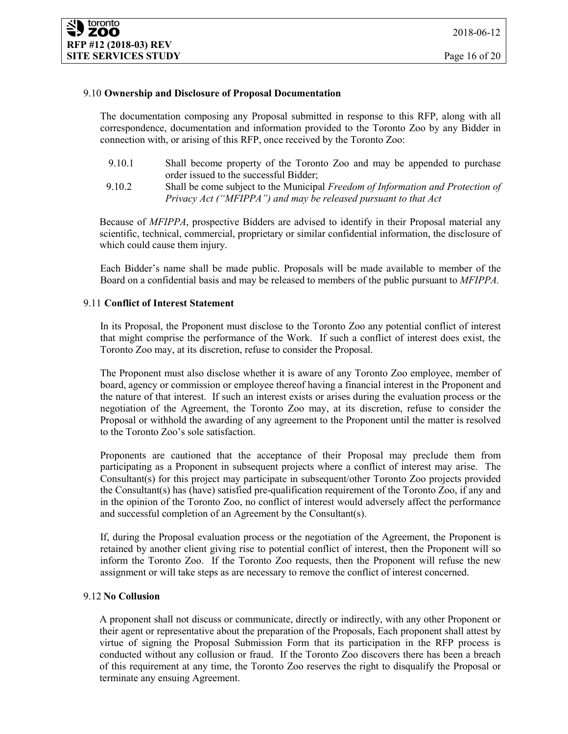### 9.10 **Ownership and Disclosure of Proposal Documentation**

The documentation composing any Proposal submitted in response to this RFP, along with all correspondence, documentation and information provided to the Toronto Zoo by any Bidder in connection with, or arising of this RFP, once received by the Toronto Zoo:

- 9.10.1 Shall become property of the Toronto Zoo and may be appended to purchase order issued to the successful Bidder;
- 9.10.2 Shall be come subject to the Municipal *Freedom of Information and Protection of Privacy Act ("MFIPPA") and may be released pursuant to that Act*

Because of *MFIPPA*, prospective Bidders are advised to identify in their Proposal material any scientific, technical, commercial, proprietary or similar confidential information, the disclosure of which could cause them injury.

Each Bidder's name shall be made public. Proposals will be made available to member of the Board on a confidential basis and may be released to members of the public pursuant to *MFIPPA.*

### 9.11 **Conflict of Interest Statement**

In its Proposal, the Proponent must disclose to the Toronto Zoo any potential conflict of interest that might comprise the performance of the Work. If such a conflict of interest does exist, the Toronto Zoo may, at its discretion, refuse to consider the Proposal.

The Proponent must also disclose whether it is aware of any Toronto Zoo employee, member of board, agency or commission or employee thereof having a financial interest in the Proponent and the nature of that interest. If such an interest exists or arises during the evaluation process or the negotiation of the Agreement, the Toronto Zoo may, at its discretion, refuse to consider the Proposal or withhold the awarding of any agreement to the Proponent until the matter is resolved to the Toronto Zoo's sole satisfaction.

Proponents are cautioned that the acceptance of their Proposal may preclude them from participating as a Proponent in subsequent projects where a conflict of interest may arise. The Consultant(s) for this project may participate in subsequent/other Toronto Zoo projects provided the Consultant(s) has (have) satisfied pre-qualification requirement of the Toronto Zoo, if any and in the opinion of the Toronto Zoo, no conflict of interest would adversely affect the performance and successful completion of an Agreement by the Consultant(s).

If, during the Proposal evaluation process or the negotiation of the Agreement, the Proponent is retained by another client giving rise to potential conflict of interest, then the Proponent will so inform the Toronto Zoo. If the Toronto Zoo requests, then the Proponent will refuse the new assignment or will take steps as are necessary to remove the conflict of interest concerned.

### 9.12 **No Collusion**

A proponent shall not discuss or communicate, directly or indirectly, with any other Proponent or their agent or representative about the preparation of the Proposals, Each proponent shall attest by virtue of signing the Proposal Submission Form that its participation in the RFP process is conducted without any collusion or fraud. If the Toronto Zoo discovers there has been a breach of this requirement at any time, the Toronto Zoo reserves the right to disqualify the Proposal or terminate any ensuing Agreement.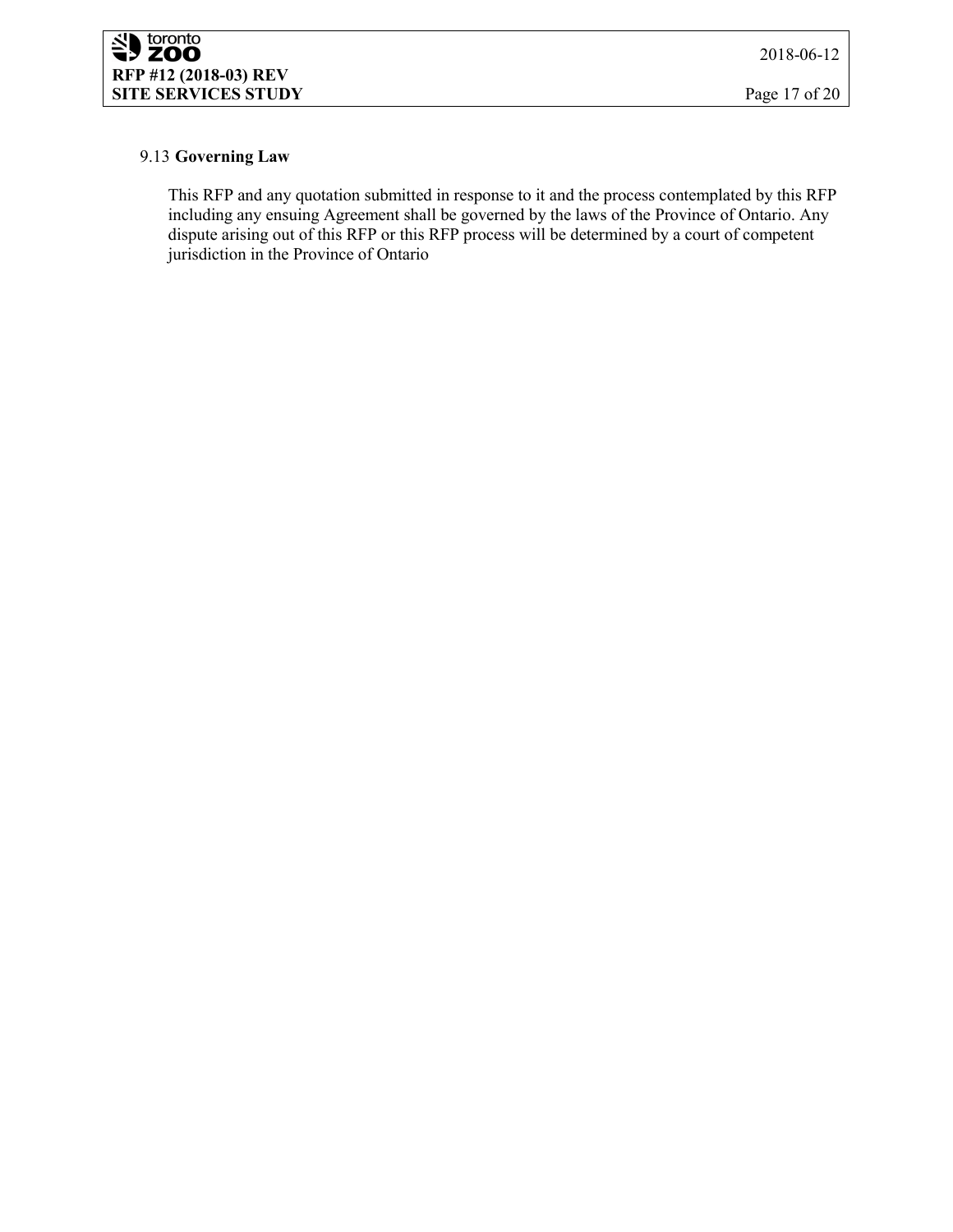9.13 **Governing Law**

This RFP and any quotation submitted in response to it and the process contemplated by this RFP including any ensuing Agreement shall be governed by the laws of the Province of Ontario. Any dispute arising out of this RFP or this RFP process will be determined by a court of competent jurisdiction in the Province of Ontario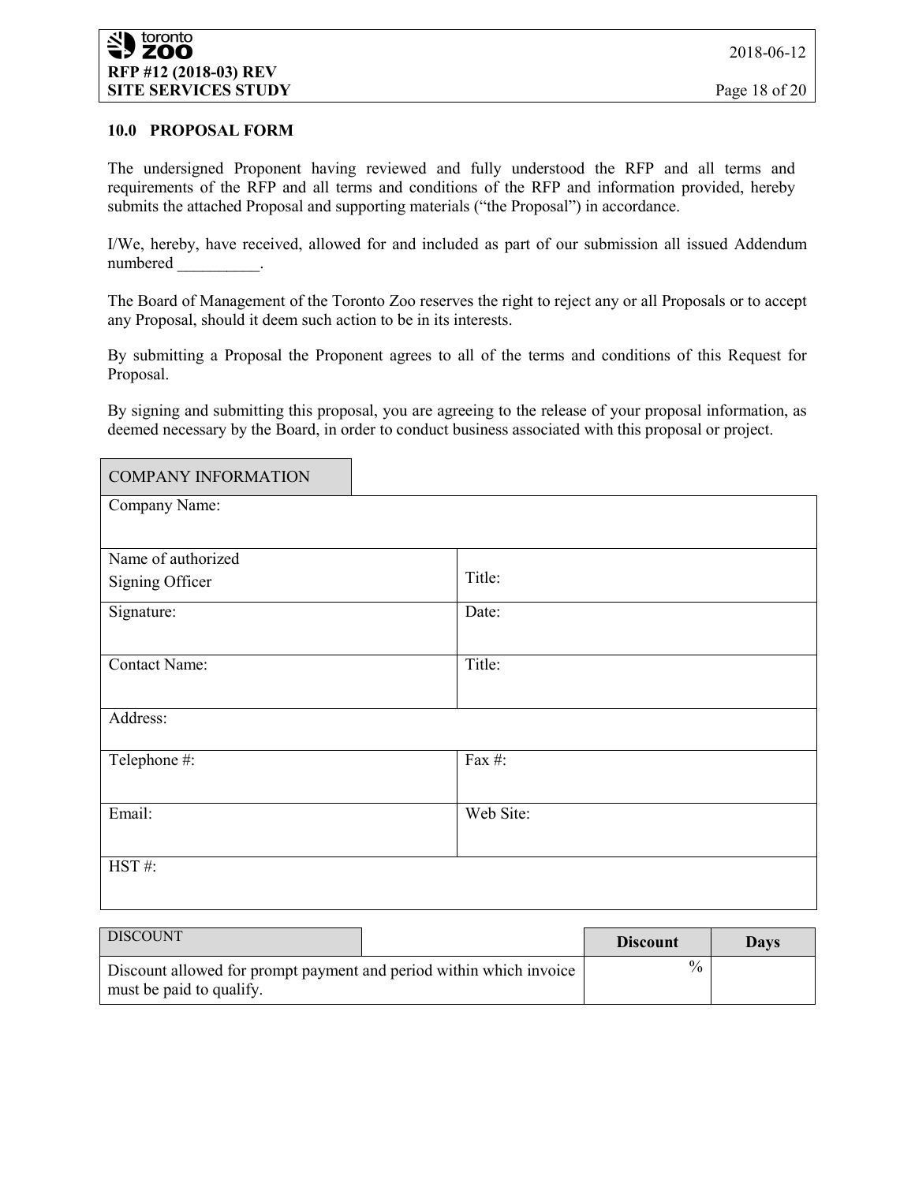## 10.0 PROPOSAL FORM

The undersigned Proponent having reviewed and fully understood the RFP and all terms and requirements of the RFP and all terms and conditions of the RFP and information provided, hereby submits the attached Proposal and supporting materials ("the Proposal") in accordance.

I/We, hereby, have received, allowed for and included as part of our submission all issued Addendum numbered __________.

The Board of Management of the Toronto Zoo reserves the right to reject any or all Proposals or to accept any Proposal, should it deem such action to be in its interests.

By submitting a Proposal the Proponent agrees to all of the terms and conditions of this Request for Proposal.

By signing and submitting this proposal, you are agreeing to the release of your proposal information, as deemed necessary by the Board, in order to conduct business associated with this proposal or project.

| COMPANY INFORMATION | |
|---|---|
| Company Name: | |
| Name of authorized Signing Officer | Title: |
| Signature: | Date: |
| Contact Name: | Title: |
| Address: | |
| Telephone #: | Fax #: |
| Email: | Web Site: |
| HST #: | |

| DISCOUNT | Discount | Days |
|---|---|---|
| Discount allowed for prompt payment and period within which invoice must be paid to qualify. | % | |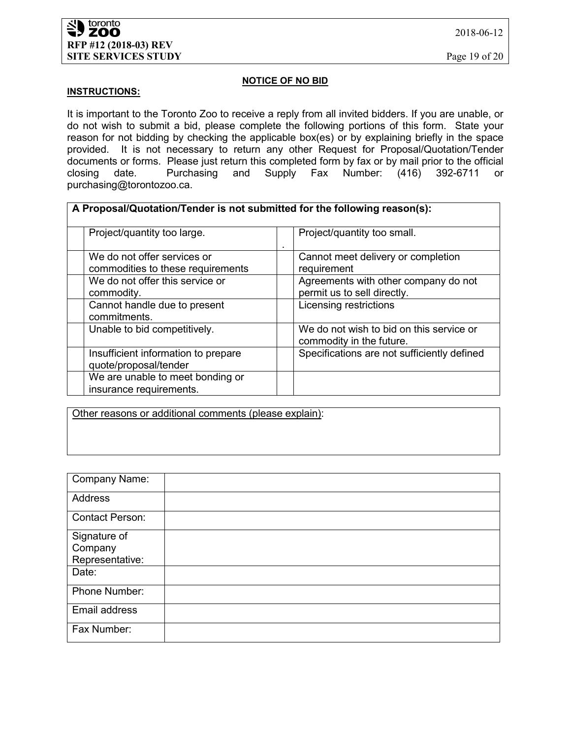## NOTICE OF NO BID

**INSTRUCTIONS:**

It is important to the Toronto Zoo to receive a reply from all invited bidders. If you are unable, or do not wish to submit a bid, please complete the following portions of this form. State your reason for not bidding by checking the applicable box(es) or by explaining briefly in the space provided. It is not necessary to return any other Request for Proposal/Quotation/Tender documents or forms. Please just return this completed form by fax or by mail prior to the official closing date. Purchasing and Supply Fax Number: (416) 392-6711 or purchasing@torontozoo.ca.

| **A Proposal/Quotation/Tender is not submitted for the following reason(s):** | | | |
|---|---|---|---|
| | Project/quantity too large. | . | Project/quantity too small. |
| | We do not offer services or commodities to these requirements | | Cannot meet delivery or completion requirement |
| | We do not offer this service or commodity. | | Agreements with other company do not permit us to sell directly. |
| | Cannot handle due to present commitments. | | Licensing restrictions |
| | Unable to bid competitively. | | We do not wish to bid on this service or commodity in the future. |
| | Insufficient information to prepare quote/proposal/tender | | Specifications are not sufficiently defined |
| | We are unable to meet bonding or insurance requirements. | | |

| Other reasons or additional comments (please explain): |
|---|
| |

| | |
|---|---|
| Company Name: | |
| Address | |
| Contact Person: | |
| Signature of Company Representative: | |
| Date: | |
| Phone Number: | |
| Email address | |
| Fax Number: | |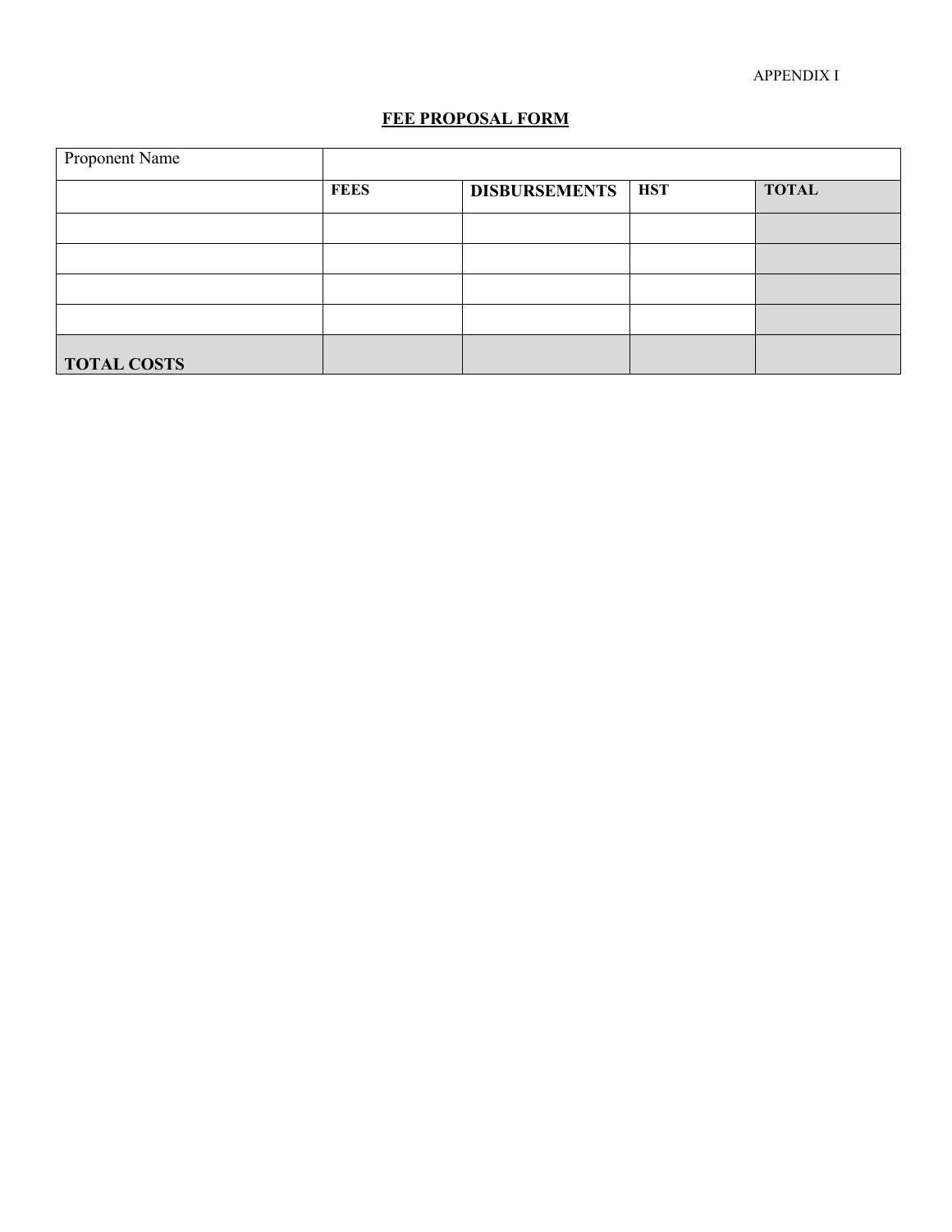APPENDIX I

## FEE PROPOSAL FORM

| Proponent Name | | | | |
|---|---|---|---|---|
| | **FEES** | **DISBURSEMENTS** | **HST** | **TOTAL** |
| | | | | |
| | | | | |
| | | | | |
| | | | | |
| **TOTAL COSTS** | | | | |